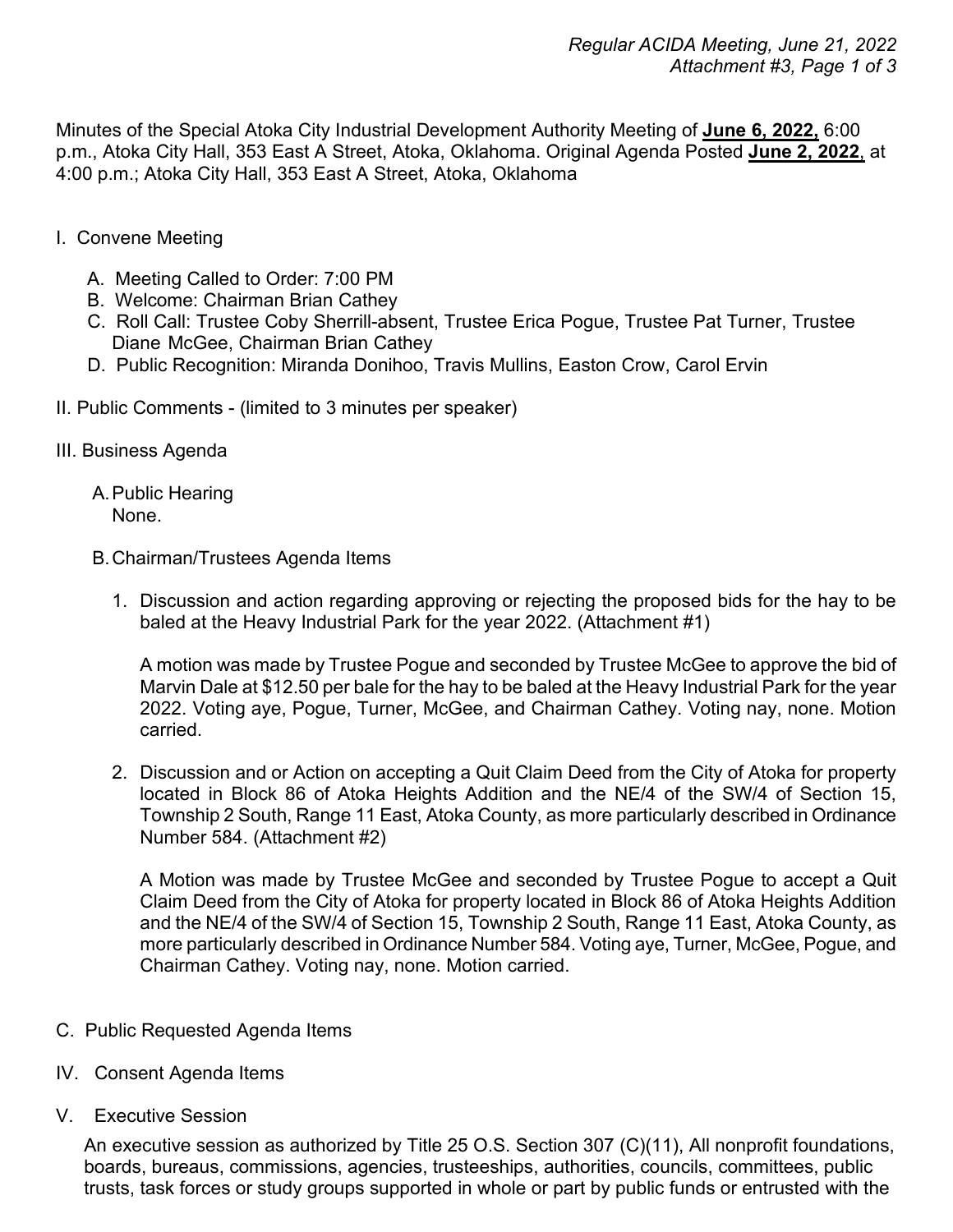Minutes of the Special Atoka City Industrial Development Authority Meeting of **June 6, 2022,** 6:00 p.m., Atoka City Hall, 353 East A Street, Atoka, Oklahoma. Original Agenda Posted **June 2, 2022**, at 4:00 p.m.; Atoka City Hall, 353 East A Street, Atoka, Oklahoma

I. Convene Meeting

   A. Meeting Called to Order: 7:00 PM
   B. Welcome: Chairman Brian Cathey
   C. Roll Call: Trustee Coby Sherrill-absent, Trustee Erica Pogue, Trustee Pat Turner, Trustee Diane McGee, Chairman Brian Cathey
   D. Public Recognition: Miranda Donihoo, Travis Mullins, Easton Crow, Carol Ervin

II. Public Comments - (limited to 3 minutes per speaker)

III. Business Agenda

   A. Public Hearing
      None.

   B. Chairman/Trustees Agenda Items

      1. Discussion and action regarding approving or rejecting the proposed bids for the hay to be baled at the Heavy Industrial Park for the year 2022. (Attachment #1)

         A motion was made by Trustee Pogue and seconded by Trustee McGee to approve the bid of Marvin Dale at $12.50 per bale for the hay to be baled at the Heavy Industrial Park for the year 2022. Voting aye, Pogue, Turner, McGee, and Chairman Cathey. Voting nay, none. Motion carried.

      2. Discussion and or Action on accepting a Quit Claim Deed from the City of Atoka for property located in Block 86 of Atoka Heights Addition and the NE/4 of the SW/4 of Section 15, Township 2 South, Range 11 East, Atoka County, as more particularly described in Ordinance Number 584. (Attachment #2)

         A Motion was made by Trustee McGee and seconded by Trustee Pogue to accept a Quit Claim Deed from the City of Atoka for property located in Block 86 of Atoka Heights Addition and the NE/4 of the SW/4 of Section 15, Township 2 South, Range 11 East, Atoka County, as more particularly described in Ordinance Number 584. Voting aye, Turner, McGee, Pogue, and Chairman Cathey. Voting nay, none. Motion carried.

C. Public Requested Agenda Items

IV. Consent Agenda Items

V. Executive Session

An executive session as authorized by Title 25 O.S. Section 307 (C)(11), All nonprofit foundations, boards, bureaus, commissions, agencies, trusteeships, authorities, councils, committees, public trusts, task forces or study groups supported in whole or part by public funds or entrusted with the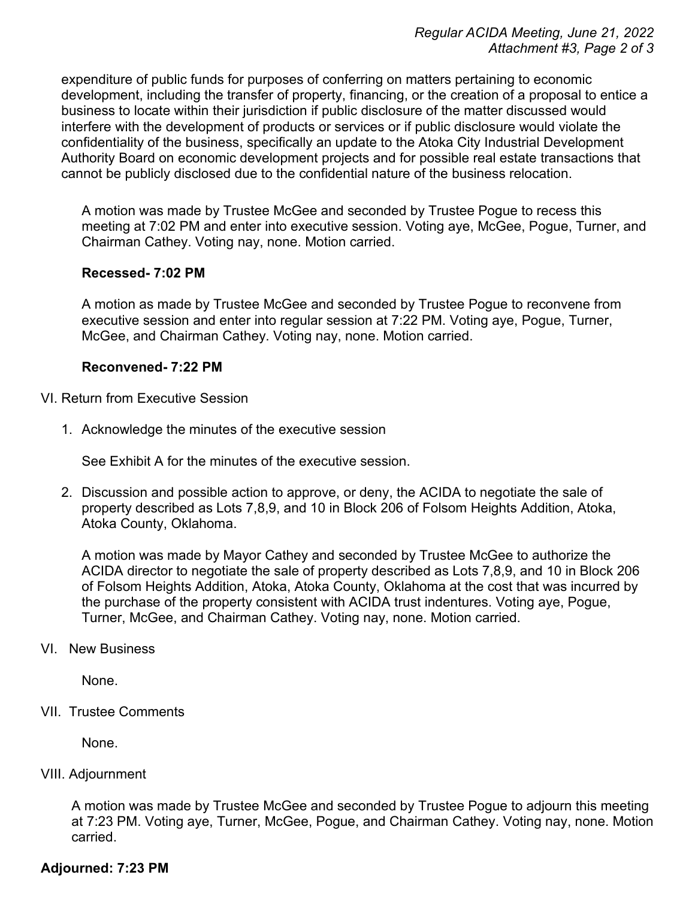expenditure of public funds for purposes of conferring on matters pertaining to economic development, including the transfer of property, financing, or the creation of a proposal to entice a business to locate within their jurisdiction if public disclosure of the matter discussed would interfere with the development of products or services or if public disclosure would violate the confidentiality of the business, specifically an update to the Atoka City Industrial Development Authority Board on economic development projects and for possible real estate transactions that cannot be publicly disclosed due to the confidential nature of the business relocation.

A motion was made by Trustee McGee and seconded by Trustee Pogue to recess this meeting at 7:02 PM and enter into executive session. Voting aye, McGee, Pogue, Turner, and Chairman Cathey. Voting nay, none. Motion carried.

**Recessed- 7:02 PM**

A motion as made by Trustee McGee and seconded by Trustee Pogue to reconvene from executive session and enter into regular session at 7:22 PM. Voting aye, Pogue, Turner, McGee, and Chairman Cathey. Voting nay, none. Motion carried.

**Reconvened- 7:22 PM**

VI. Return from Executive Session

1. Acknowledge the minutes of the executive session

   See Exhibit A for the minutes of the executive session.

2. Discussion and possible action to approve, or deny, the ACIDA to negotiate the sale of property described as Lots 7,8,9, and 10 in Block 206 of Folsom Heights Addition, Atoka, Atoka County, Oklahoma.

   A motion was made by Mayor Cathey and seconded by Trustee McGee to authorize the ACIDA director to negotiate the sale of property described as Lots 7,8,9, and 10 in Block 206 of Folsom Heights Addition, Atoka, Atoka County, Oklahoma at the cost that was incurred by the purchase of the property consistent with ACIDA trust indentures. Voting aye, Pogue, Turner, McGee, and Chairman Cathey. Voting nay, none. Motion carried.

VI. New Business

None.

VII. Trustee Comments

None.

VIII. Adjournment

A motion was made by Trustee McGee and seconded by Trustee Pogue to adjourn this meeting at 7:23 PM. Voting aye, Turner, McGee, Pogue, and Chairman Cathey. Voting nay, none. Motion carried.

**Adjourned: 7:23 PM**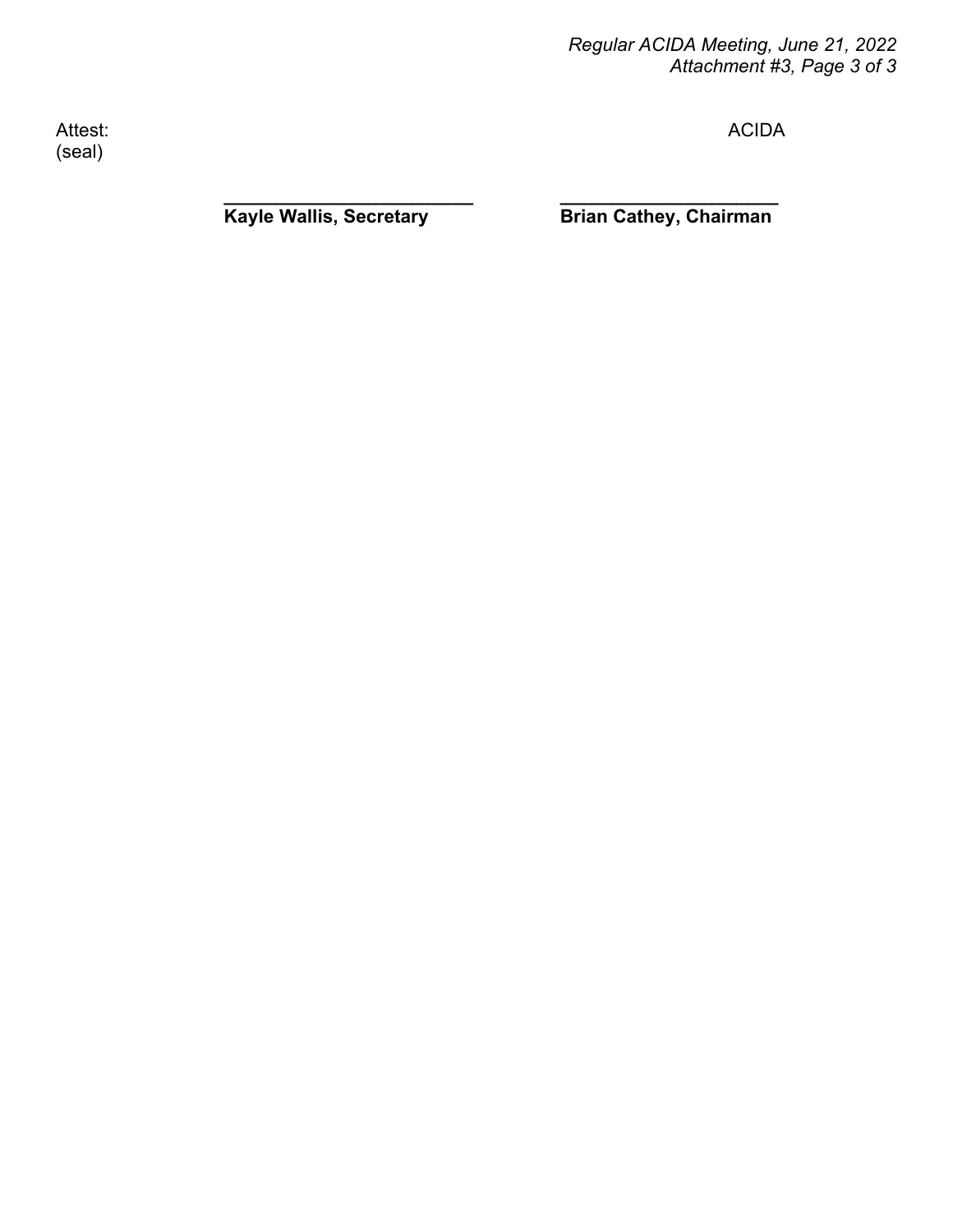Attest: ACIDA
(seal)

\_\_\_\_\_\_\_\_\_\_\_\_\_\_\_\_\_\_\_\_\_\_\_\_\_ \_\_\_\_\_\_\_\_\_\_\_\_\_\_\_\_\_\_\_\_\_\_

**Kayle Wallis, Secretary** **Brian Cathey, Chairman**